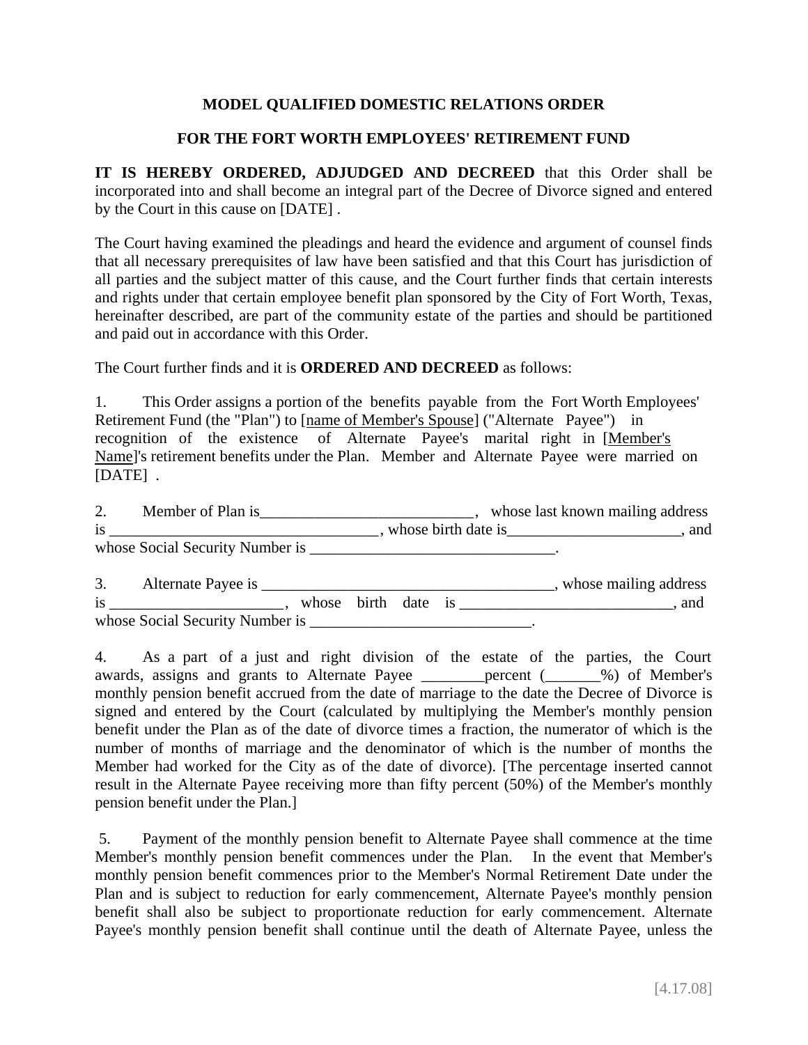**MODEL QUALIFIED DOMESTIC RELATIONS ORDER**

**FOR THE FORT WORTH EMPLOYEES' RETIREMENT FUND**

**IT IS HEREBY ORDERED, ADJUDGED AND DECREED** that this Order shall be incorporated into and shall become an integral part of the Decree of Divorce signed and entered by the Court in this cause on [DATE] .

The Court having examined the pleadings and heard the evidence and argument of counsel finds that all necessary prerequisites of law have been satisfied and that this Court has jurisdiction of all parties and the subject matter of this cause, and the Court further finds that certain interests and rights under that certain employee benefit plan sponsored by the City of Fort Worth, Texas, hereinafter described, are part of the community estate of the parties and should be partitioned and paid out in accordance with this Order.

The Court further finds and it is **ORDERED AND DECREED** as follows:

1. This Order assigns a portion of the benefits payable from the Fort Worth Employees' Retirement Fund (the "Plan") to [name of Member's Spouse] ("Alternate Payee") in recognition of the existence of Alternate Payee's marital right in [Member's Name]'s retirement benefits under the Plan. Member and Alternate Payee were married on [DATE] .

2. Member of Plan is___________________________, whose last known mailing address is __________________________________, whose birth date is______________________, and whose Social Security Number is _______________________________.

3. Alternate Payee is _____________________________________, whose mailing address is ______________________, whose birth date is ___________________________, and whose Social Security Number is ____________________________.

4. As a part of a just and right division of the estate of the parties, the Court awards, assigns and grants to Alternate Payee ________percent (_______%) of Member's monthly pension benefit accrued from the date of marriage to the date the Decree of Divorce is signed and entered by the Court (calculated by multiplying the Member's monthly pension benefit under the Plan as of the date of divorce times a fraction, the numerator of which is the number of months of marriage and the denominator of which is the number of months the Member had worked for the City as of the date of divorce). [The percentage inserted cannot result in the Alternate Payee receiving more than fifty percent (50%) of the Member's monthly pension benefit under the Plan.]

5. Payment of the monthly pension benefit to Alternate Payee shall commence at the time Member's monthly pension benefit commences under the Plan. In the event that Member's monthly pension benefit commences prior to the Member's Normal Retirement Date under the Plan and is subject to reduction for early commencement, Alternate Payee's monthly pension benefit shall also be subject to proportionate reduction for early commencement. Alternate Payee's monthly pension benefit shall continue until the death of Alternate Payee, unless the

[4.17.08]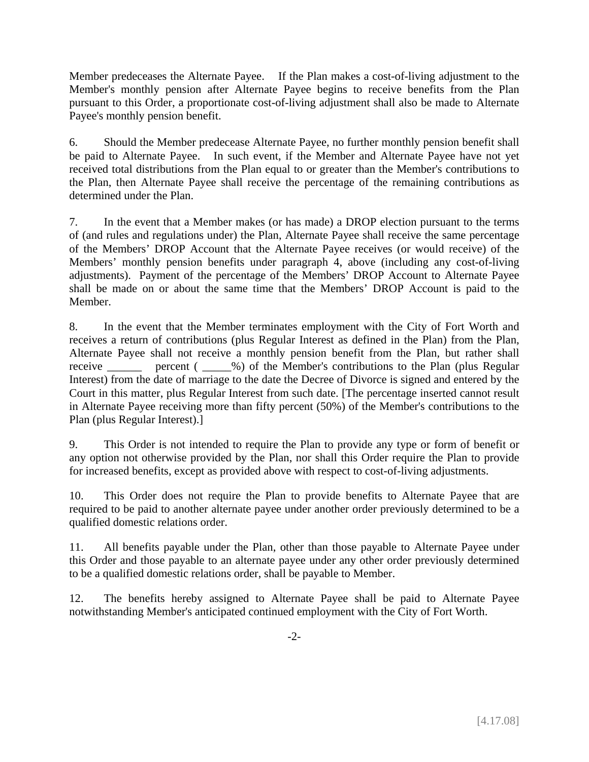Member predeceases the Alternate Payee. If the Plan makes a cost-of-living adjustment to the Member's monthly pension after Alternate Payee begins to receive benefits from the Plan pursuant to this Order, a proportionate cost-of-living adjustment shall also be made to Alternate Payee's monthly pension benefit.

6. Should the Member predecease Alternate Payee, no further monthly pension benefit shall be paid to Alternate Payee. In such event, if the Member and Alternate Payee have not yet received total distributions from the Plan equal to or greater than the Member's contributions to the Plan, then Alternate Payee shall receive the percentage of the remaining contributions as determined under the Plan.

7. In the event that a Member makes (or has made) a DROP election pursuant to the terms of (and rules and regulations under) the Plan, Alternate Payee shall receive the same percentage of the Members' DROP Account that the Alternate Payee receives (or would receive) of the Members' monthly pension benefits under paragraph 4, above (including any cost-of-living adjustments). Payment of the percentage of the Members' DROP Account to Alternate Payee shall be made on or about the same time that the Members' DROP Account is paid to the Member.

8. In the event that the Member terminates employment with the City of Fort Worth and receives a return of contributions (plus Regular Interest as defined in the Plan) from the Plan, Alternate Payee shall not receive a monthly pension benefit from the Plan, but rather shall receive ______ percent ( _____%) of the Member's contributions to the Plan (plus Regular Interest) from the date of marriage to the date the Decree of Divorce is signed and entered by the Court in this matter, plus Regular Interest from such date. [The percentage inserted cannot result in Alternate Payee receiving more than fifty percent (50%) of the Member's contributions to the Plan (plus Regular Interest).]

9. This Order is not intended to require the Plan to provide any type or form of benefit or any option not otherwise provided by the Plan, nor shall this Order require the Plan to provide for increased benefits, except as provided above with respect to cost-of-living adjustments.

10. This Order does not require the Plan to provide benefits to Alternate Payee that are required to be paid to another alternate payee under another order previously determined to be a qualified domestic relations order.

11. All benefits payable under the Plan, other than those payable to Alternate Payee under this Order and those payable to an alternate payee under any other order previously determined to be a qualified domestic relations order, shall be payable to Member.

12. The benefits hereby assigned to Alternate Payee shall be paid to Alternate Payee notwithstanding Member's anticipated continued employment with the City of Fort Worth.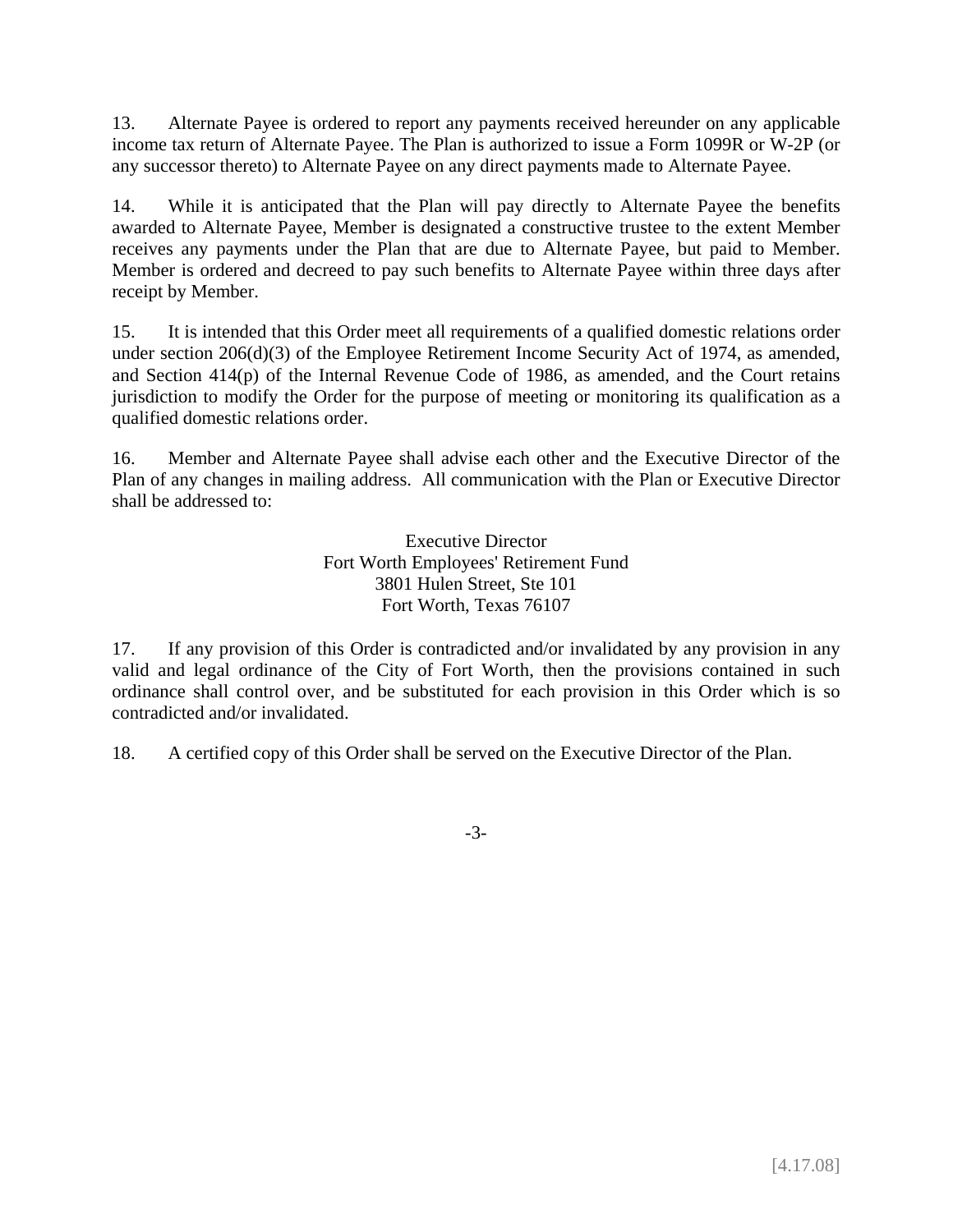13. Alternate Payee is ordered to report any payments received hereunder on any applicable income tax return of Alternate Payee. The Plan is authorized to issue a Form 1099R or W-2P (or any successor thereto) to Alternate Payee on any direct payments made to Alternate Payee.

14. While it is anticipated that the Plan will pay directly to Alternate Payee the benefits awarded to Alternate Payee, Member is designated a constructive trustee to the extent Member receives any payments under the Plan that are due to Alternate Payee, but paid to Member. Member is ordered and decreed to pay such benefits to Alternate Payee within three days after receipt by Member.

15. It is intended that this Order meet all requirements of a qualified domestic relations order under section 206(d)(3) of the Employee Retirement Income Security Act of 1974, as amended, and Section 414(p) of the Internal Revenue Code of 1986, as amended, and the Court retains jurisdiction to modify the Order for the purpose of meeting or monitoring its qualification as a qualified domestic relations order.

16. Member and Alternate Payee shall advise each other and the Executive Director of the Plan of any changes in mailing address. All communication with the Plan or Executive Director shall be addressed to:

Executive Director
Fort Worth Employees' Retirement Fund
3801 Hulen Street, Ste 101
Fort Worth, Texas 76107

17. If any provision of this Order is contradicted and/or invalidated by any provision in any valid and legal ordinance of the City of Fort Worth, then the provisions contained in such ordinance shall control over, and be substituted for each provision in this Order which is so contradicted and/or invalidated.

18. A certified copy of this Order shall be served on the Executive Director of the Plan.

[4.17.08]